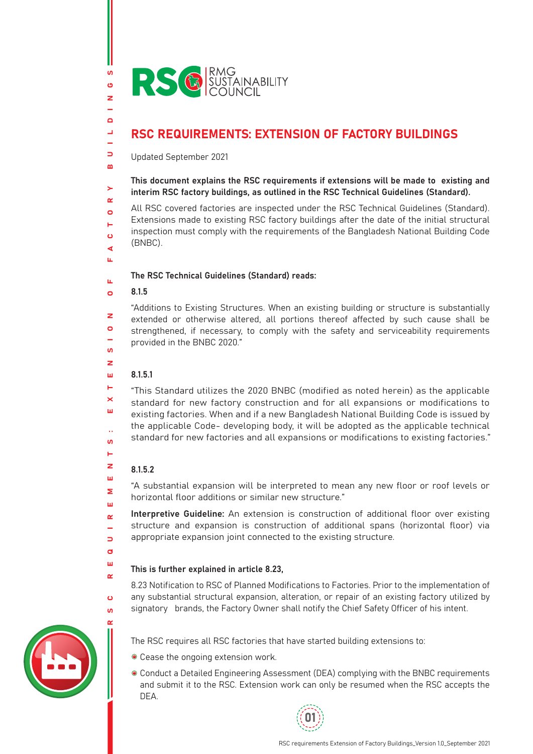RSC | RMG SUSTAINABILITY COUNCIL

# RSC REQUIREMENTS: EXTENSION OF FACTORY BUILDINGS

Updated September 2021

**This document explains the RSC requirements if extensions will be made to existing and interim RSC factory buildings, as outlined in the RSC Technical Guidelines (Standard).**

All RSC covered factories are inspected under the RSC Technical Guidelines (Standard). Extensions made to existing RSC factory buildings after the date of the initial structural inspection must comply with the requirements of the Bangladesh National Building Code (BNBC).

**The RSC Technical Guidelines (Standard) reads:**

**8.1.5**

"Additions to Existing Structures. When an existing building or structure is substantially extended or otherwise altered, all portions thereof affected by such cause shall be strengthened, if necessary, to comply with the safety and serviceability requirements provided in the BNBC 2020."

**8.1.5.1**

"This Standard utilizes the 2020 BNBC (modified as noted herein) as the applicable standard for new factory construction and for all expansions or modifications to existing factories. When and if a new Bangladesh National Building Code is issued by the applicable Code- developing body, it will be adopted as the applicable technical standard for new factories and all expansions or modifications to existing factories."

**8.1.5.2**

"A substantial expansion will be interpreted to mean any new floor or roof levels or horizontal floor additions or similar new structure."

**Interpretive Guideline:** An extension is construction of additional floor over existing structure and expansion is construction of additional spans (horizontal floor) via appropriate expansion joint connected to the existing structure.

**This is further explained in article 8.23,**

8.23 Notification to RSC of Planned Modifications to Factories. Prior to the implementation of any substantial structural expansion, alteration, or repair of an existing factory utilized by signatory brands, the Factory Owner shall notify the Chief Safety Officer of his intent.

The RSC requires all RSC factories that have started building extensions to:

- Cease the ongoing extension work.
- Conduct a Detailed Engineering Assessment (DEA) complying with the BNBC requirements and submit it to the RSC. Extension work can only be resumed when the RSC accepts the DEA.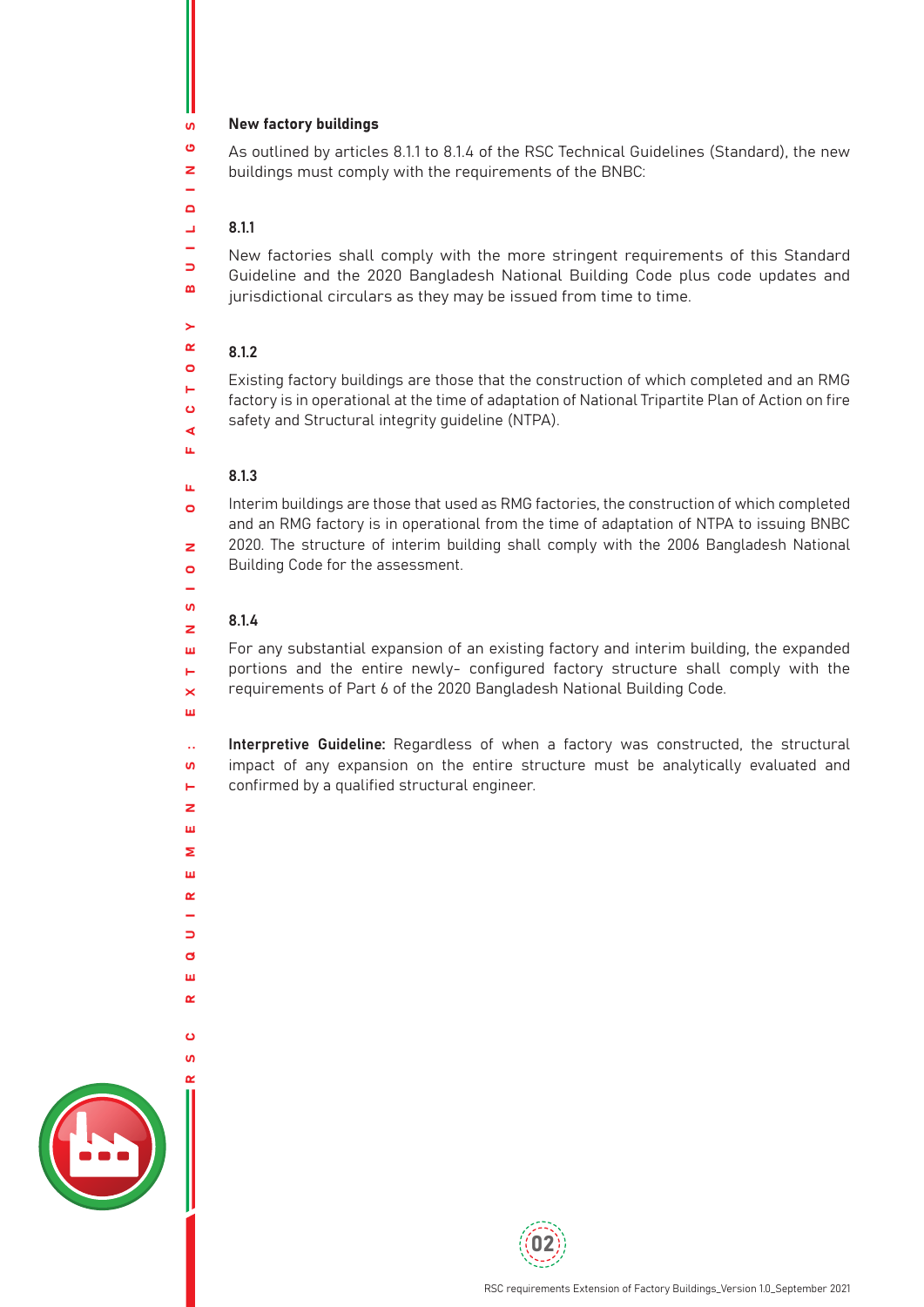## New factory buildings

As outlined by articles 8.1.1 to 8.1.4 of the RSC Technical Guidelines (Standard), the new buildings must comply with the requirements of the BNBC:

### 8.1.1

New factories shall comply with the more stringent requirements of this Standard Guideline and the 2020 Bangladesh National Building Code plus code updates and jurisdictional circulars as they may be issued from time to time.

### 8.1.2

Existing factory buildings are those that the construction of which completed and an RMG factory is in operational at the time of adaptation of National Tripartite Plan of Action on fire safety and Structural integrity guideline (NTPA).

### 8.1.3

Interim buildings are those that used as RMG factories, the construction of which completed and an RMG factory is in operational from the time of adaptation of NTPA to issuing BNBC 2020. The structure of interim building shall comply with the 2006 Bangladesh National Building Code for the assessment.

### 8.1.4

For any substantial expansion of an existing factory and interim building, the expanded portions and the entire newly- configured factory structure shall comply with the requirements of Part 6 of the 2020 Bangladesh National Building Code.

**Interpretive Guideline:** Regardless of when a factory was constructed, the structural impact of any expansion on the entire structure must be analytically evaluated and confirmed by a qualified structural engineer.